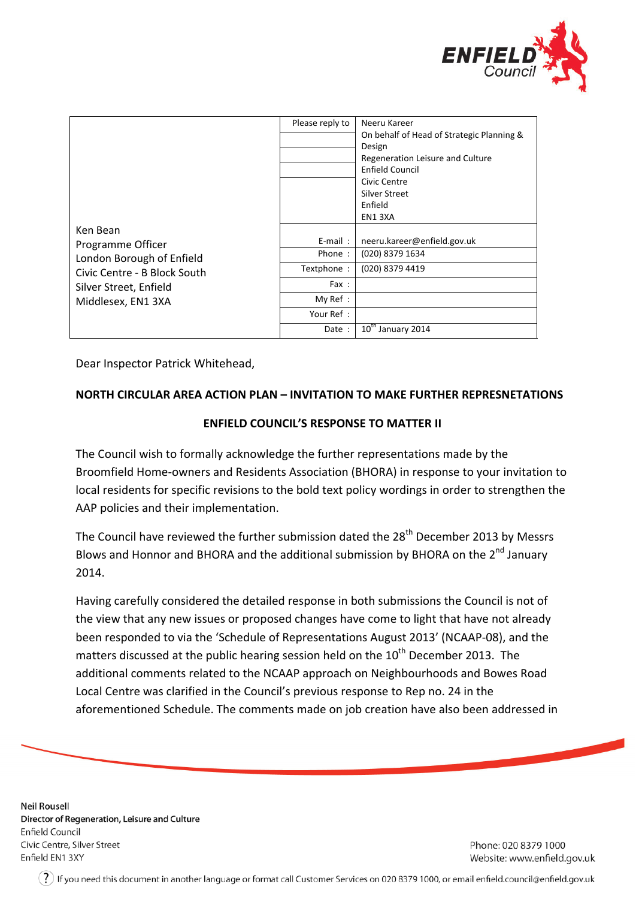| Ken Bean<br>Programme Officer<br>London Borough of Enfield<br>Civic Centre - B Block South<br>Silver Street, Enfield<br>Middlesex, EN1 3XA | Please reply to | Neeru Kareer<br>On behalf of Head of Strategic Planning & Design<br>Regeneration Leisure and Culture<br>Enfield Council<br>Civic Centre<br>Silver Street<br>Enfield<br>EN1 3XA |
|---|---|---|
| | E-mail : | neeru.kareer@enfield.gov.uk |
| | Phone : | (020) 8379 1634 |
| | Textphone : | (020) 8379 4419 |
| | Fax : | |
| | My Ref : | |
| | Your Ref : | |
| | Date : | 10th January 2014 |

Dear Inspector Patrick Whitehead,

**NORTH CIRCULAR AREA ACTION PLAN – INVITATION TO MAKE FURTHER REPRESNETATIONS**

**ENFIELD COUNCIL'S RESPONSE TO MATTER II**

The Council wish to formally acknowledge the further representations made by the Broomfield Home-owners and Residents Association (BHORA) in response to your invitation to local residents for specific revisions to the bold text policy wordings in order to strengthen the AAP policies and their implementation.

The Council have reviewed the further submission dated the 28th December 2013 by Messrs Blows and Honnor and BHORA and the additional submission by BHORA on the 2nd January 2014.

Having carefully considered the detailed response in both submissions the Council is not of the view that any new issues or proposed changes have come to light that have not already been responded to via the 'Schedule of Representations August 2013' (NCAAP-08), and the matters discussed at the public hearing session held on the 10th December 2013. The additional comments related to the NCAAP approach on Neighbourhoods and Bowes Road Local Centre was clarified in the Council's previous response to Rep no. 24 in the aforementioned Schedule. The comments made on job creation have also been addressed in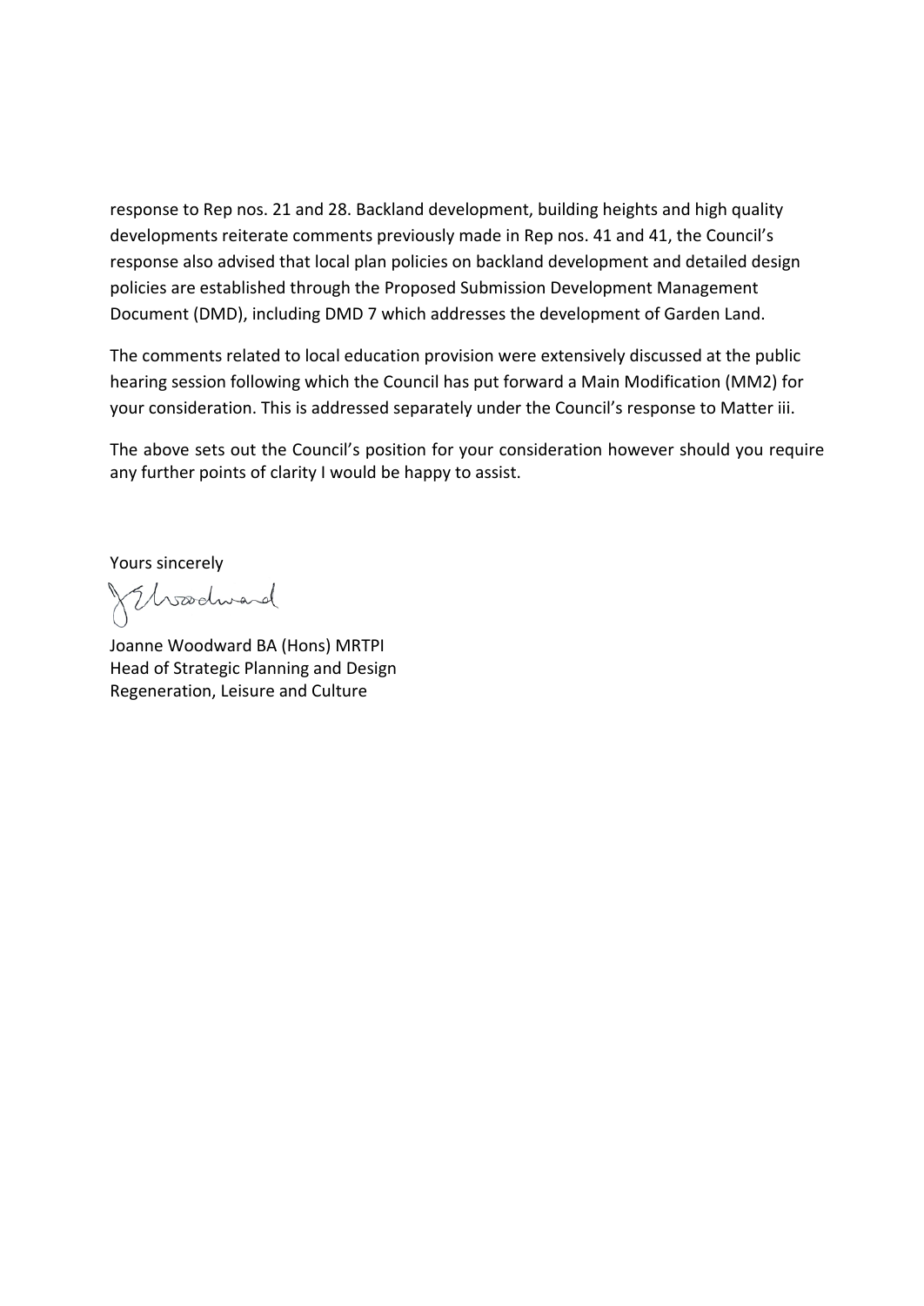response to Rep nos. 21 and 28. Backland development, building heights and high quality developments reiterate comments previously made in Rep nos. 41 and 41, the Council's response also advised that local plan policies on backland development and detailed design policies are established through the Proposed Submission Development Management Document (DMD), including DMD 7 which addresses the development of Garden Land.

The comments related to local education provision were extensively discussed at the public hearing session following which the Council has put forward a Main Modification (MM2) for your consideration. This is addressed separately under the Council's response to Matter iii.

The above sets out the Council's position for your consideration however should you require any further points of clarity I would be happy to assist.

Yours sincerely

Joanne Woodward BA (Hons) MRTPI
Head of Strategic Planning and Design
Regeneration, Leisure and Culture